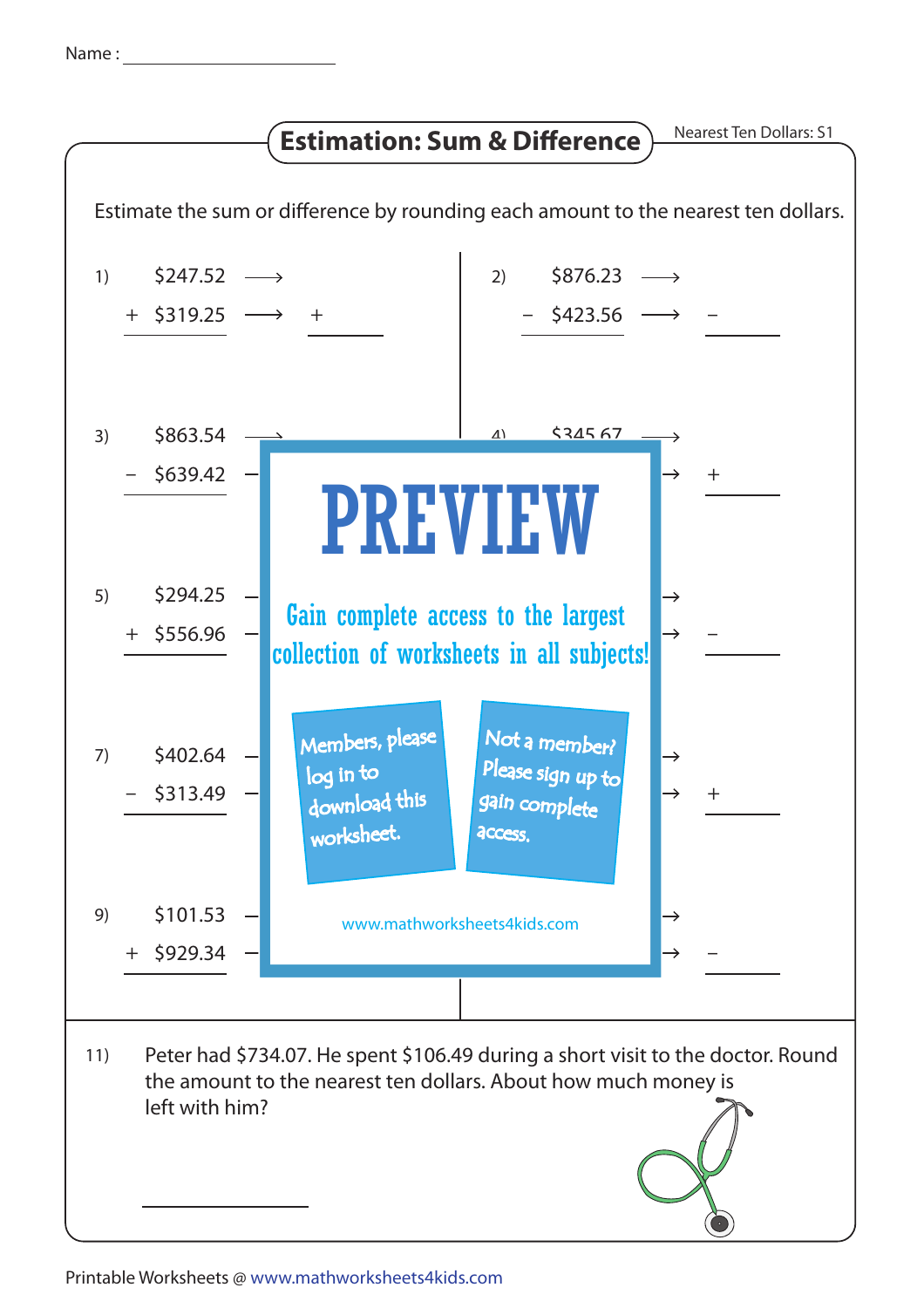Name : ____________________

# Estimation: Sum & Difference

Nearest Ten Dollars: S1

Estimate the sum or difference by rounding each amount to the nearest ten dollars.

1) $247.52 ⟶
   + $319.25 ⟶ + ______

2) $876.23 ⟶
   − $423.56 ⟶ − ______

3) $863.54 ⟶
   − $639.42 ⟶

4) $345.67 ⟶
   ⟶ + ______

5) $294.25 ⟶
   + $556.96 ⟶

6) ⟶
   ⟶ − ______

7) $402.64 ⟶
   − $313.49 ⟶

8) ⟶
   ⟶ + ______

9) $101.53 ⟶
   + $929.34 ⟶

10) ⟶
   ⟶ − ______

**PREVIEW**

Gain complete access to the largest collection of worksheets in all subjects!

Members, please log in to download this worksheet.

Not a member? Please sign up to gain complete access.

www.mathworksheets4kids.com

11) Peter had $734.07. He spent $106.49 during a short visit to the doctor. Round the amount to the nearest ten dollars. About how much money is left with him?

______

Printable Worksheets @ www.mathworksheets4kids.com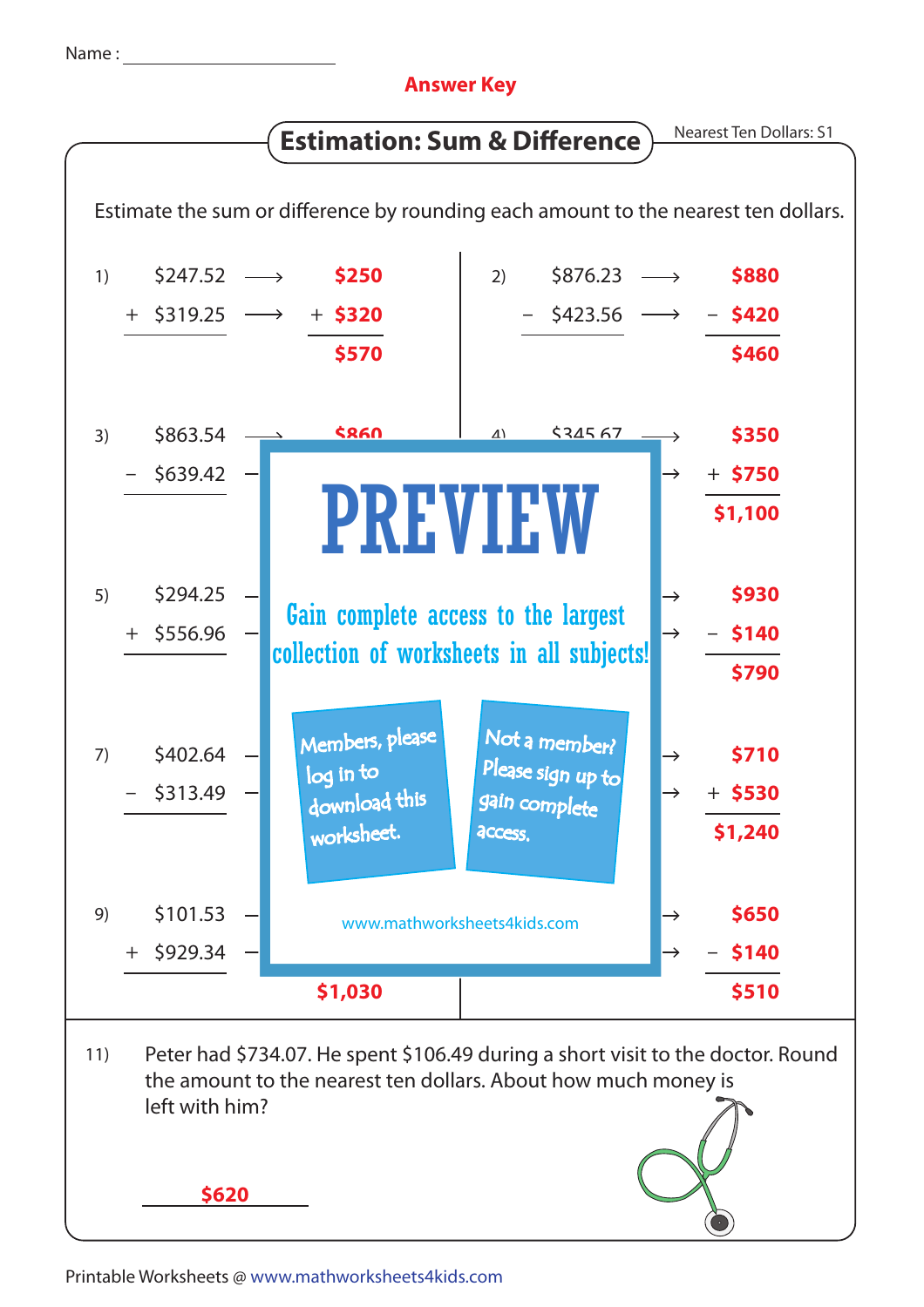Name : ____________________

**Answer Key**

# Estimation: Sum & Difference

Nearest Ten Dollars: S1

Estimate the sum or difference by rounding each amount to the nearest ten dollars.

1)
$247.52 ⟶ **$250**
\+ $319.25 ⟶ + **$320**
**$570**

2)
$876.23 ⟶ **$880**
− $423.56 ⟶ − **$420**
**$460**

3)
$863.54 ⟶ **$860**
− $639.42 ⟶

4)
$345.67 ⟶ **$350**
⟶ + **$750**
**$1,100**

5)
$294.25 ⟶
\+ $556.96 ⟶

6)
⟶ **$930**
⟶ − **$140**
**$790**

7)
$402.64 ⟶
− $313.49 ⟶

8)
⟶ **$710**
⟶ + **$530**
**$1,240**

9)
$101.53 ⟶
\+ $929.34 ⟶
**$1,030**

10)
⟶ **$650**
⟶ − **$140**
**$510**

PREVIEW

Gain complete access to the largest collection of worksheets in all subjects!

Members, please log in to download this worksheet.

Not a member? Please sign up to gain complete access.

www.mathworksheets4kids.com

11) Peter had $734.07. He spent $106.49 during a short visit to the doctor. Round the amount to the nearest ten dollars. About how much money is left with him?

**$620**

Printable Worksheets @ www.mathworksheets4kids.com